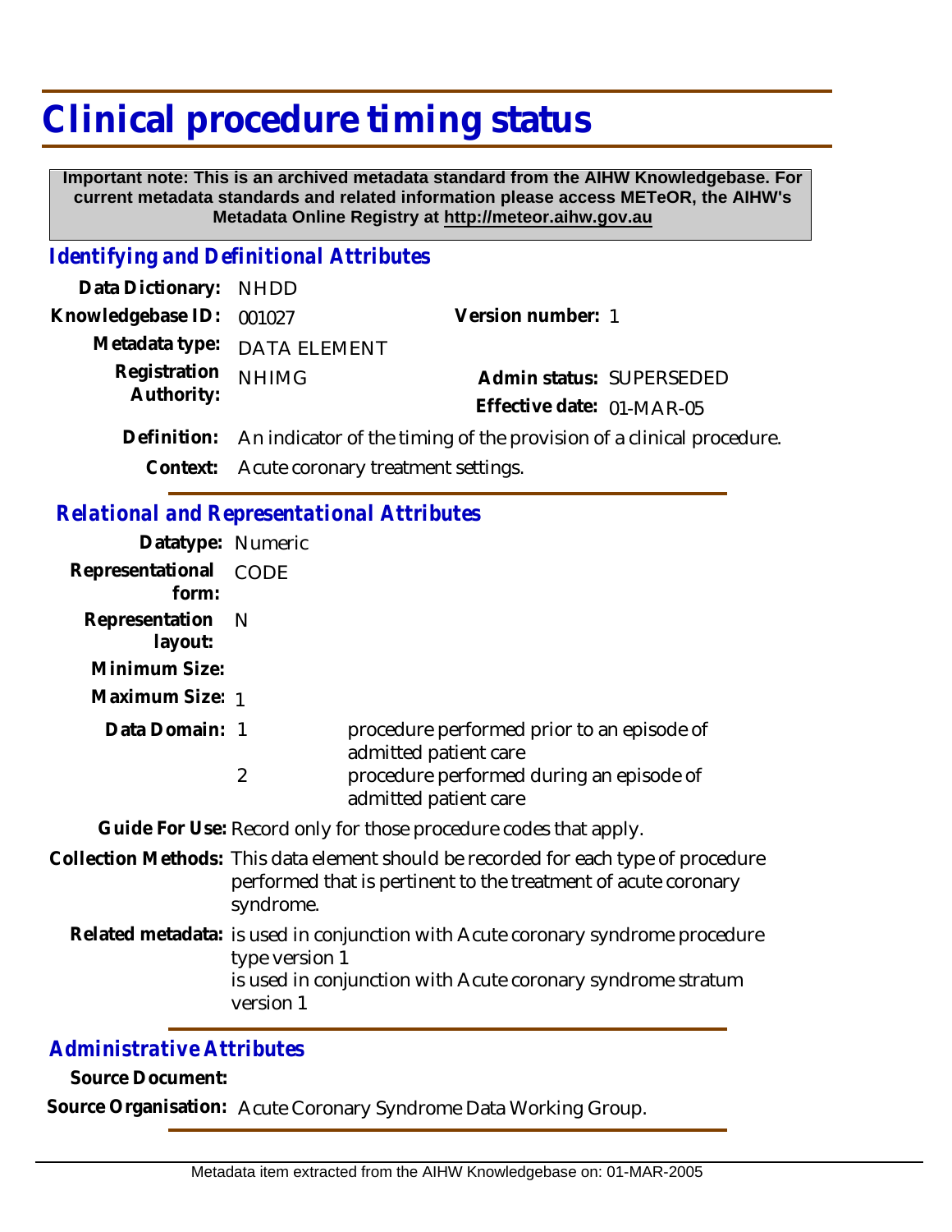# Clinical procedure timing status

**Important note: This is an archived metadata standard from the AIHW Knowledgebase. For current metadata standards and related information please access METeOR, the AIHW's Metadata Online Registry at http://meteor.aihw.gov.au**

## Identifying and Definitional Attributes

**Data Dictionary:** NHDD

**Knowledgebase ID:** 001027

**Version number:** 1

**Metadata type:** DATA ELEMENT

**Registration Authority:** NHIMG

**Admin status:** SUPERSEDED

**Effective date:** 01-MAR-05

**Definition:** An indicator of the timing of the provision of a clinical procedure.

**Context:** Acute coronary treatment settings.

## Relational and Representational Attributes

**Datatype:** Numeric

**Representational form:** CODE

**Representation layout:** N

**Minimum Size:**

**Maximum Size:** 1

**Data Domain:**

| Code | Description |
|---|---|
| 1 | procedure performed prior to an episode of admitted patient care |
| 2 | procedure performed during an episode of admitted patient care |

**Guide For Use:** Record only for those procedure codes that apply.

**Collection Methods:** This data element should be recorded for each type of procedure performed that is pertinent to the treatment of acute coronary syndrome.

**Related metadata:** is used in conjunction with Acute coronary syndrome procedure type version 1
is used in conjunction with Acute coronary syndrome stratum version 1

## Administrative Attributes

**Source Document:**

**Source Organisation:** Acute Coronary Syndrome Data Working Group.

Metadata item extracted from the AIHW Knowledgebase on: 01-MAR-2005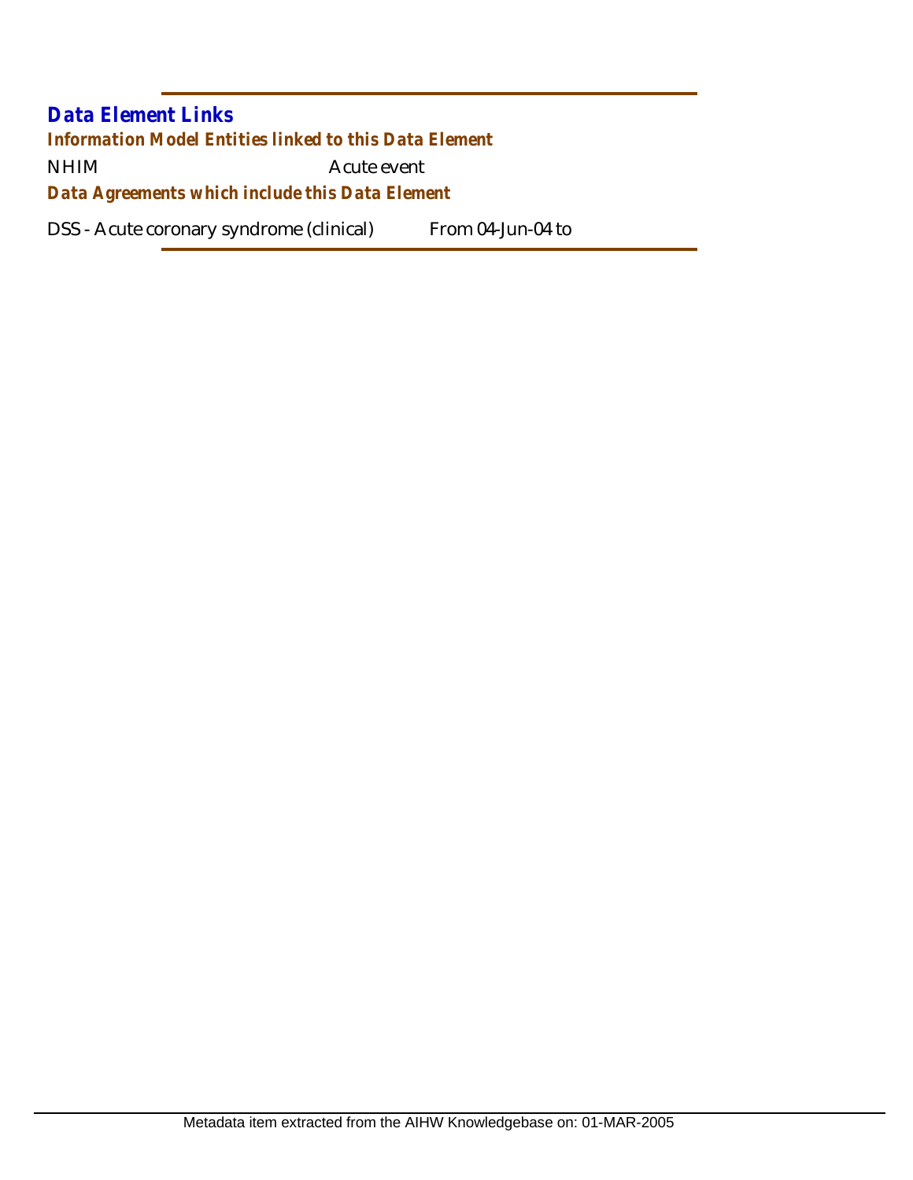## Data Element Links

### Information Model Entities linked to this Data Element

| | |
|---|---|
| NHIM | Acute event |

### Data Agreements which include this Data Element

| | |
|---|---|
| DSS - Acute coronary syndrome (clinical) | From 04-Jun-04 to |

Metadata item extracted from the AIHW Knowledgebase on: 01-MAR-2005